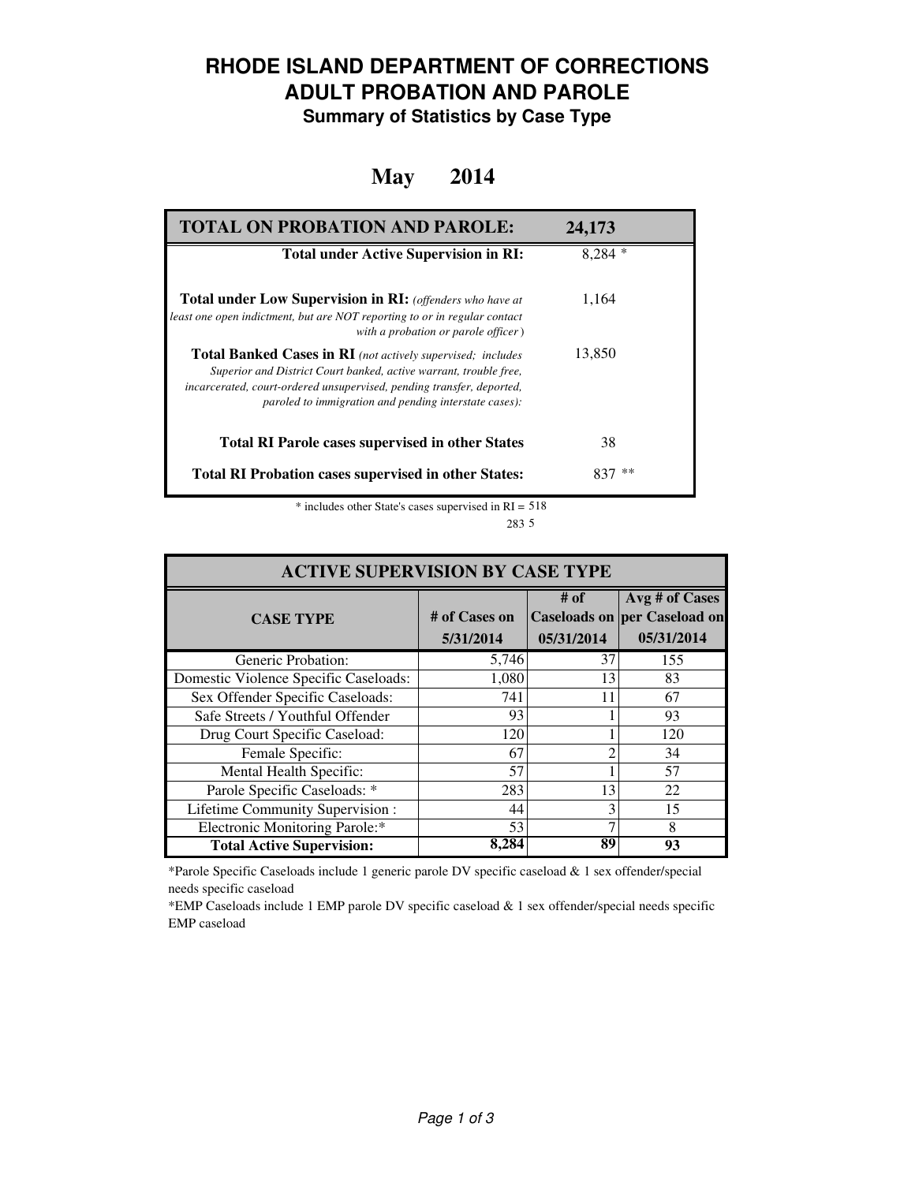# RHODE ISLAND DEPARTMENT OF CORRECTIONS
# ADULT PROBATION AND PAROLE
### Summary of Statistics by Case Type

## May 2014

| TOTAL ON PROBATION AND PAROLE: | 24,173 |
|---|---|
| **Total under Active Supervision in RI:** | 8,284 * |
| **Total under Low Supervision in RI:** *(offenders who have at least one open indictment, but are NOT reporting to or in regular contact with a probation or parole officer)* | 1,164 |
| **Total Banked Cases in RI** *(not actively supervised; includes Superior and District Court banked, active warrant, trouble free, incarcerated, court-ordered unsupervised, pending transfer, deported, paroled to immigration and pending interstate cases):* | 13,850 |
| **Total RI Parole cases supervised in other States** | 38 |
| **Total RI Probation cases supervised in other States:** | 837 ** |

\* includes other State's cases supervised in RI = 518

283 5

| ACTIVE SUPERVISION BY CASE TYPE | | | |
|---|---|---|---|
| **CASE TYPE** | **# of Cases on 5/31/2014** | **# of Caseloads on 05/31/2014** | **Avg # of Cases per Caseload on 05/31/2014** |
| Generic Probation: | 5,746 | 37 | 155 |
| Domestic Violence Specific Caseloads: | 1,080 | 13 | 83 |
| Sex Offender Specific Caseloads: | 741 | 11 | 67 |
| Safe Streets / Youthful Offender | 93 | 1 | 93 |
| Drug Court Specific Caseload: | 120 | 1 | 120 |
| Female Specific: | 67 | 2 | 34 |
| Mental Health Specific: | 57 | 1 | 57 |
| Parole Specific Caseloads: * | 283 | 13 | 22 |
| Lifetime Community Supervision : | 44 | 3 | 15 |
| Electronic Monitoring Parole:* | 53 | 7 | 8 |
| **Total Active Supervision:** | **8,284** | **89** | **93** |

*Parole Specific Caseloads include 1 generic parole DV specific caseload & 1 sex offender/special needs specific caseload

*EMP Caseloads include 1 EMP parole DV specific caseload & 1 sex offender/special needs specific EMP caseload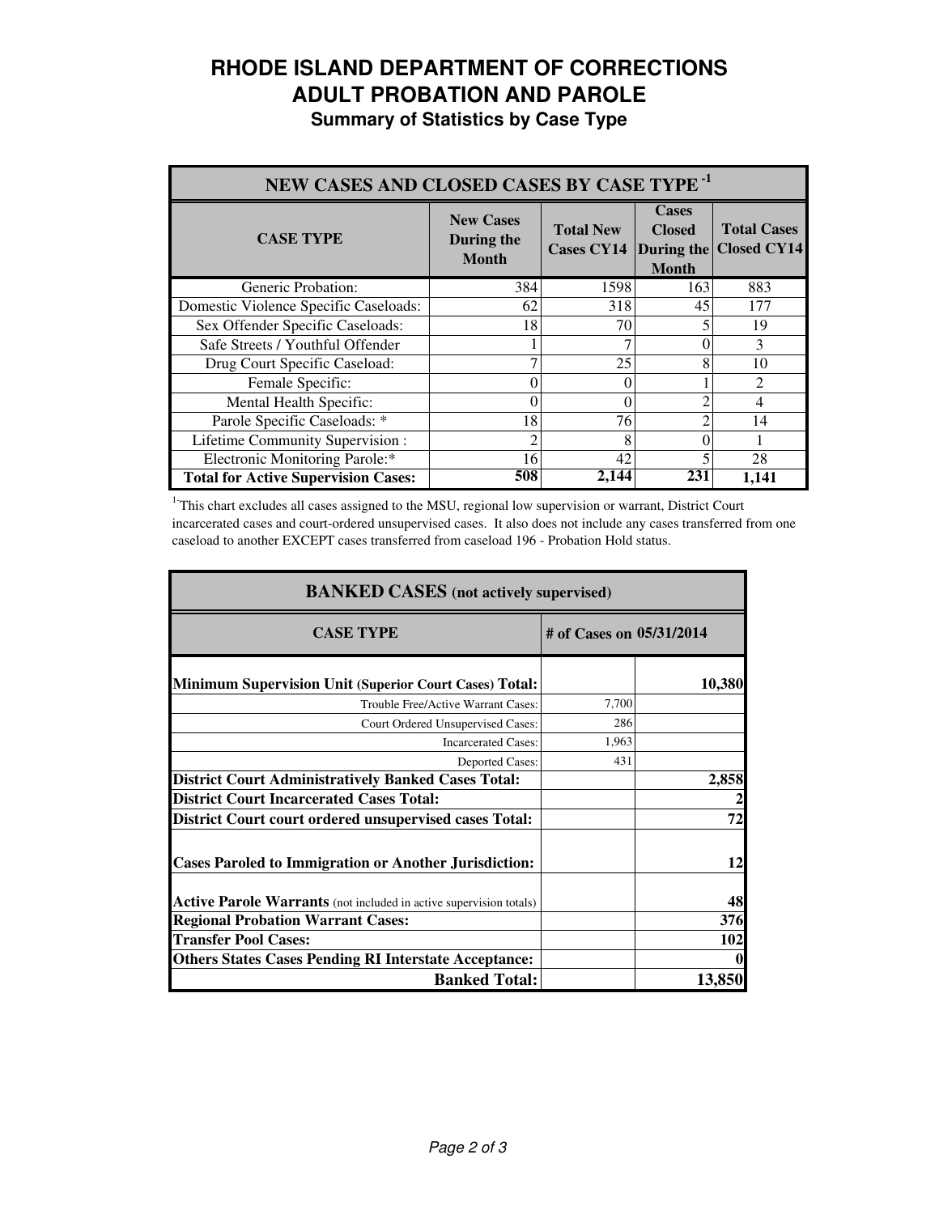# RHODE ISLAND DEPARTMENT OF CORRECTIONS
# ADULT PROBATION AND PAROLE
## Summary of Statistics by Case Type

| NEW CASES AND CLOSED CASES BY CASE TYPE [1] | | | | |
|---|---|---|---|---|
| **CASE TYPE** | **New Cases During the Month** | **Total New Cases CY14** | **Cases Closed During the Month** | **Total Cases Closed CY14** |
| Generic Probation: | 384 | 1598 | 163 | 883 |
| Domestic Violence Specific Caseloads: | 62 | 318 | 45 | 177 |
| Sex Offender Specific Caseloads: | 18 | 70 | 5 | 19 |
| Safe Streets / Youthful Offender | 1 | 7 | 0 | 3 |
| Drug Court Specific Caseload: | 7 | 25 | 8 | 10 |
| Female Specific: | 0 | 0 | 1 | 2 |
| Mental Health Specific: | 0 | 0 | 2 | 4 |
| Parole Specific Caseloads: * | 18 | 76 | 2 | 14 |
| Lifetime Community Supervision : | 2 | 8 | 0 | 1 |
| Electronic Monitoring Parole:* | 16 | 42 | 5 | 28 |
| **Total for Active Supervision Cases:** | **508** | **2,144** | **231** | **1,141** |

[1] This chart excludes all cases assigned to the MSU, regional low supervision or warrant, District Court incarcerated cases and court-ordered unsupervised cases. It also does not include any cases transferred from one caseload to another EXCEPT cases transferred from caseload 196 - Probation Hold status.

| BANKED CASES (not actively supervised) | | |
|---|---|---|
| **CASE TYPE** | **# of Cases on 05/31/2014** | |
| **Minimum Supervision Unit (Superior Court Cases) Total:** | | **10,380** |
| Trouble Free/Active Warrant Cases: | 7,700 | |
| Court Ordered Unsupervised Cases: | 286 | |
| Incarcerated Cases: | 1,963 | |
| Deported Cases: | 431 | |
| **District Court Administratively Banked Cases Total:** | | **2,858** |
| **District Court Incarcerated Cases Total:** | | **2** |
| **District Court court ordered unsupervised cases Total:** | | **72** |
| **Cases Paroled to Immigration or Another Jurisdiction:** | | **12** |
| **Active Parole Warrants** (not included in active supervision totals) | | **48** |
| **Regional Probation Warrant Cases:** | | **376** |
| **Transfer Pool Cases:** | | **102** |
| **Others States Cases Pending RI Interstate Acceptance:** | | **0** |
| **Banked Total:** | | **13,850** |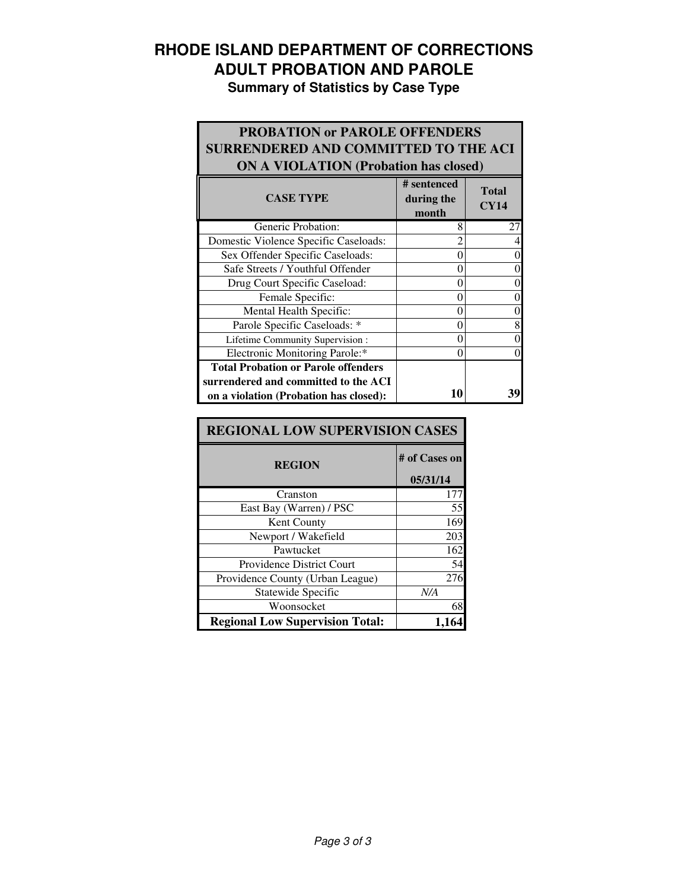# RHODE ISLAND DEPARTMENT OF CORRECTIONS
# ADULT PROBATION AND PAROLE
### Summary of Statistics by Case Type

| PROBATION or PAROLE OFFENDERS SURRENDERED AND COMMITTED TO THE ACI ON A VIOLATION (Probation has closed) | | |
|---|---|---|
| **CASE TYPE** | **# sentenced during the month** | **Total CY14** |
| Generic Probation: | 8 | 27 |
| Domestic Violence Specific Caseloads: | 2 | 4 |
| Sex Offender Specific Caseloads: | 0 | 0 |
| Safe Streets / Youthful Offender | 0 | 0 |
| Drug Court Specific Caseload: | 0 | 0 |
| Female Specific: | 0 | 0 |
| Mental Health Specific: | 0 | 0 |
| Parole Specific Caseloads: * | 0 | 8 |
| Lifetime Community Supervision : | 0 | 0 |
| Electronic Monitoring Parole:* | 0 | 0 |
| **Total Probation or Parole offenders surrendered and committed to the ACI on a violation (Probation has closed):** | **10** | **39** |

| REGIONAL LOW SUPERVISION CASES | |
|---|---|
| **REGION** | **# of Cases on 05/31/14** |
| Cranston | 177 |
| East Bay (Warren) / PSC | 55 |
| Kent County | 169 |
| Newport / Wakefield | 203 |
| Pawtucket | 162 |
| Providence District Court | 54 |
| Providence County (Urban League) | 276 |
| Statewide Specific | *N/A* |
| Woonsocket | 68 |
| **Regional Low Supervision Total:** | **1,164** |